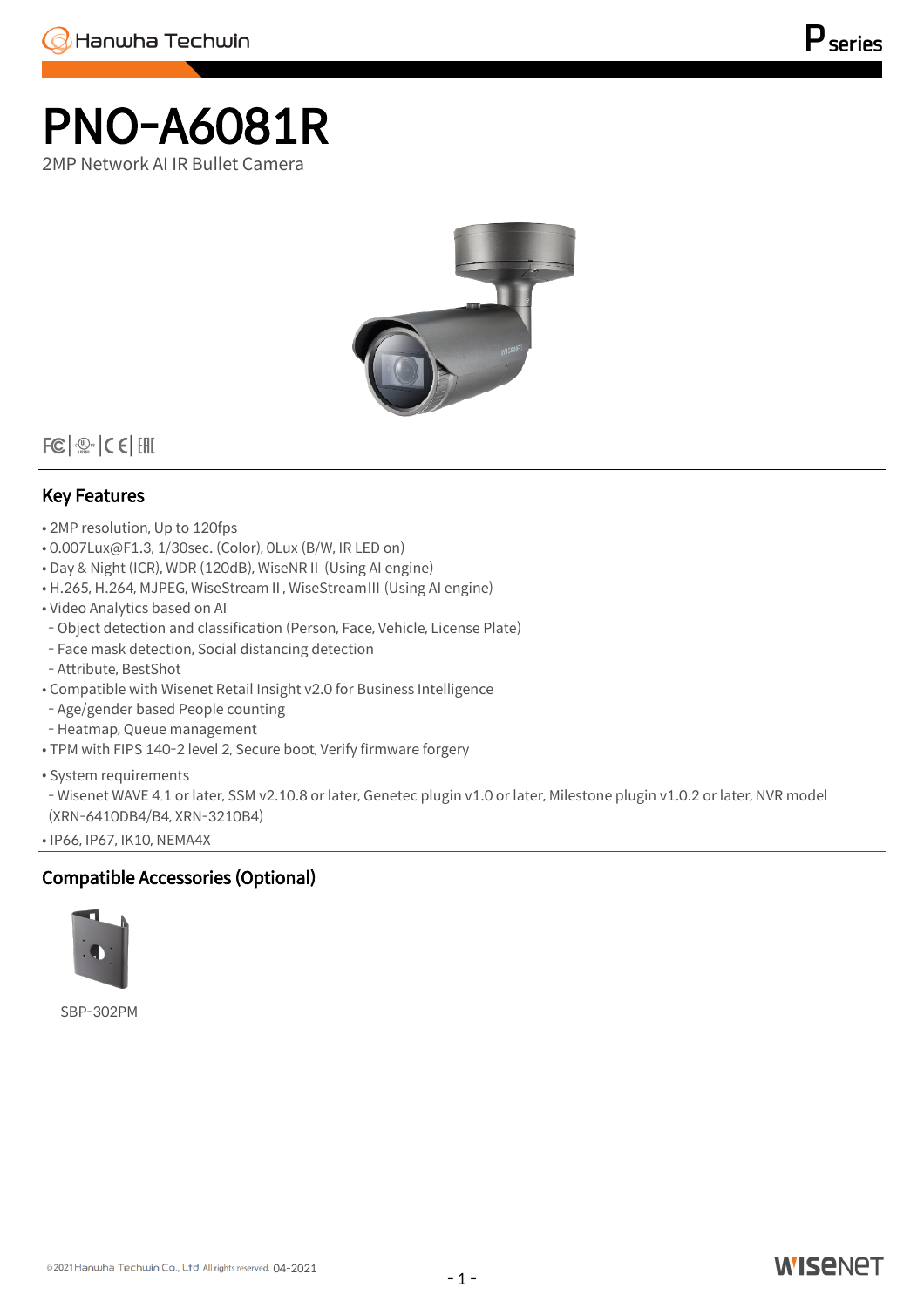# PNO-A6081R

2MP Network AI IR Bullet Camera

## Key Features

- 2MP resolution, Up to 120fps
- 0.007Lux@F1.3, 1/30sec. (Color), 0Lux (B/W, IR LED on)
- Day & Night (ICR), WDR (120dB), WiseNR II (Using AI engine)
- H.265, H.264, MJPEG, WiseStream II, WiseStreamIII (Using AI engine)
- Video Analytics based on AI
  - Object detection and classification (Person, Face, Vehicle, License Plate)
  - Face mask detection, Social distancing detection
  - Attribute, BestShot
- Compatible with Wisenet Retail Insight v2.0 for Business Intelligence
  - Age/gender based People counting
  - Heatmap, Queue management
- TPM with FIPS 140-2 level 2, Secure boot, Verify firmware forgery
- System requirements
  - Wisenet WAVE 4.1 or later, SSM v2.10.8 or later, Genetec plugin v1.0 or later, Milestone plugin v1.0.2 or later, NVR model (XRN-6410DB4/B4, XRN-3210B4)
- IP66, IP67, IK10, NEMA4X

## Compatible Accessories (Optional)

SBP-302PM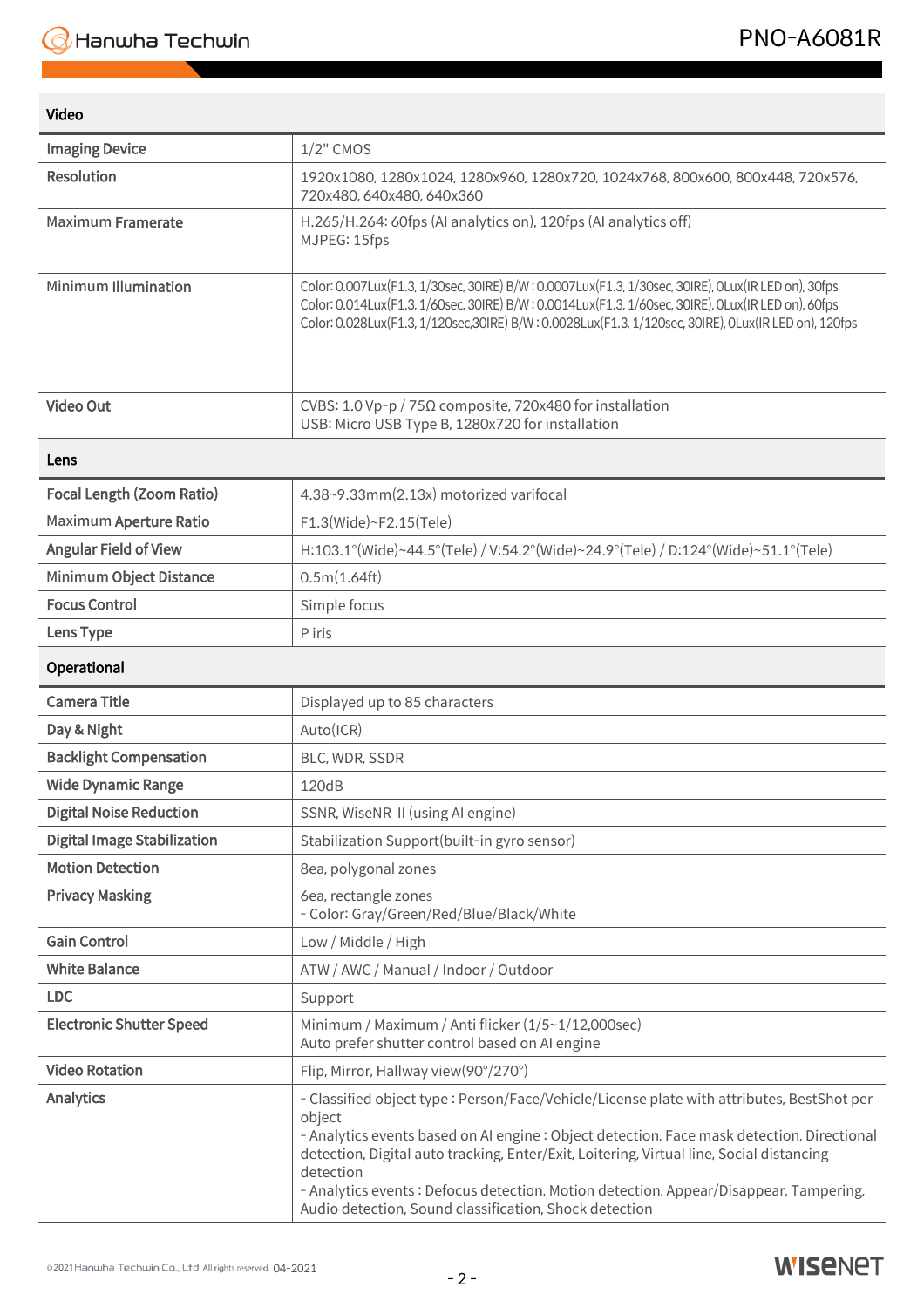## Video

| | |
|---|---|
| Imaging Device | 1/2" CMOS |
| Resolution | 1920x1080, 1280x1024, 1280x960, 1280x720, 1024x768, 800x600, 800x448, 720x576, 720x480, 640x480, 640x360 |
| Maximum Framerate | H.265/H.264: 60fps (AI analytics on), 120fps (AI analytics off)<br>MJPEG: 15fps |
| Minimum Illumination | Color: 0.007Lux(F1.3, 1/30sec, 30IRE) B/W : 0.0007Lux(F1.3, 1/30sec, 30IRE), 0Lux(IR LED on), 30fps<br>Color: 0.014Lux(F1.3, 1/60sec, 30IRE) B/W : 0.0014Lux(F1.3, 1/60sec, 30IRE), 0Lux(IR LED on), 60fps<br>Color: 0.028Lux(F1.3, 1/120sec,30IRE) B/W : 0.0028Lux(F1.3, 1/120sec, 30IRE), 0Lux(IR LED on), 120fps |
| Video Out | CVBS: 1.0 Vp-p / 75Ω composite, 720x480 for installation<br>USB: Micro USB Type B, 1280x720 for installation |

## Lens

| | |
|---|---|
| Focal Length (Zoom Ratio) | 4.38~9.33mm(2.13x) motorized varifocal |
| Maximum Aperture Ratio | F1.3(Wide)~F2.15(Tele) |
| Angular Field of View | H:103.1°(Wide)~44.5°(Tele) / V:54.2°(Wide)~24.9°(Tele) / D:124°(Wide)~51.1°(Tele) |
| Minimum Object Distance | 0.5m(1.64ft) |
| Focus Control | Simple focus |
| Lens Type | P iris |

## Operational

| | |
|---|---|
| Camera Title | Displayed up to 85 characters |
| Day & Night | Auto(ICR) |
| Backlight Compensation | BLC, WDR, SSDR |
| Wide Dynamic Range | 120dB |
| Digital Noise Reduction | SSNR, WiseNR II (using AI engine) |
| Digital Image Stabilization | Stabilization Support(built-in gyro sensor) |
| Motion Detection | 8ea, polygonal zones |
| Privacy Masking | 6ea, rectangle zones<br>- Color: Gray/Green/Red/Blue/Black/White |
| Gain Control | Low / Middle / High |
| White Balance | ATW / AWC / Manual / Indoor / Outdoor |
| LDC | Support |
| Electronic Shutter Speed | Minimum / Maximum / Anti flicker (1/5~1/12,000sec)<br>Auto prefer shutter control based on AI engine |
| Video Rotation | Flip, Mirror, Hallway view(90°/270°) |
| Analytics | - Classified object type : Person/Face/Vehicle/License plate with attributes, BestShot per object<br>- Analytics events based on AI engine : Object detection, Face mask detection, Directional detection, Digital auto tracking, Enter/Exit, Loitering, Virtual line, Social distancing detection<br>- Analytics events : Defocus detection, Motion detection, Appear/Disappear, Tampering, Audio detection, Sound classification, Shock detection |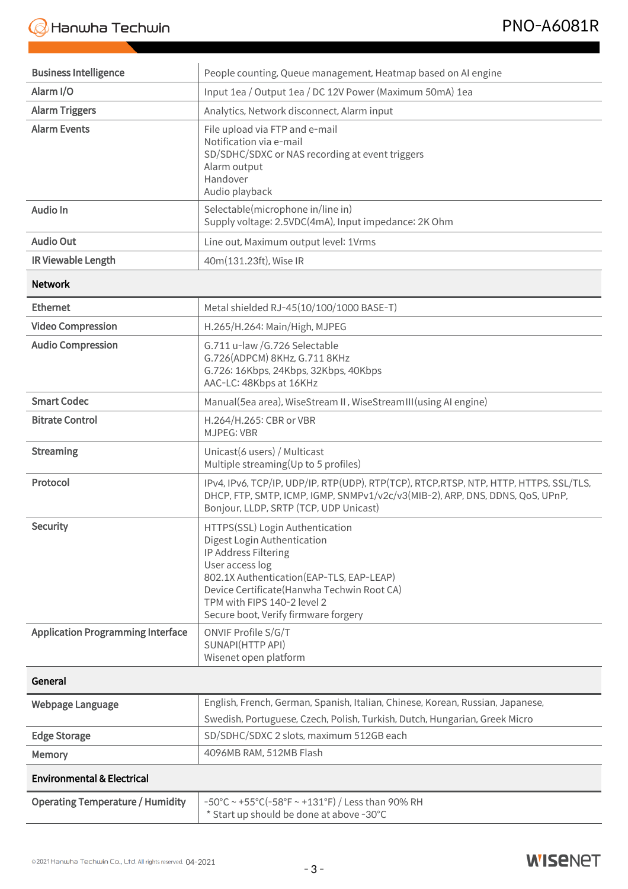| | |
|---|---|
| Business Intelligence | People counting, Queue management, Heatmap based on AI engine |
| Alarm I/O | Input 1ea / Output 1ea / DC 12V Power (Maximum 50mA) 1ea |
| Alarm Triggers | Analytics, Network disconnect, Alarm input |
| Alarm Events | File upload via FTP and e-mail<br>Notification via e-mail<br>SD/SDHC/SDXC or NAS recording at event triggers<br>Alarm output<br>Handover<br>Audio playback |
| Audio In | Selectable(microphone in/line in)<br>Supply voltage: 2.5VDC(4mA), Input impedance: 2K Ohm |
| Audio Out | Line out, Maximum output level: 1Vrms |
| IR Viewable Length | 40m(131.23ft), Wise IR |
| **Network** | |
| Ethernet | Metal shielded RJ-45(10/100/1000 BASE-T) |
| Video Compression | H.265/H.264: Main/High, MJPEG |
| Audio Compression | G.711 u-law /G.726 Selectable<br>G.726(ADPCM) 8KHz, G.711 8KHz<br>G.726: 16Kbps, 24Kbps, 32Kbps, 40Kbps<br>AAC-LC: 48Kbps at 16KHz |
| Smart Codec | Manual(5ea area), WiseStream II , WiseStreamIII(using AI engine) |
| Bitrate Control | H.264/H.265: CBR or VBR<br>MJPEG: VBR |
| Streaming | Unicast(6 users) / Multicast<br>Multiple streaming(Up to 5 profiles) |
| Protocol | IPv4, IPv6, TCP/IP, UDP/IP, RTP(UDP), RTP(TCP), RTCP,RTSP, NTP, HTTP, HTTPS, SSL/TLS, DHCP, FTP, SMTP, ICMP, IGMP, SNMPv1/v2c/v3(MIB-2), ARP, DNS, DDNS, QoS, UPnP, Bonjour, LLDP, SRTP (TCP, UDP Unicast) |
| Security | HTTPS(SSL) Login Authentication<br>Digest Login Authentication<br>IP Address Filtering<br>User access log<br>802.1X Authentication(EAP-TLS, EAP-LEAP)<br>Device Certificate(Hanwha Techwin Root CA)<br>TPM with FIPS 140-2 level 2<br>Secure boot, Verify firmware forgery |
| Application Programming Interface | ONVIF Profile S/G/T<br>SUNAPI(HTTP API)<br>Wisenet open platform |
| **General** | |
| Webpage Language | English, French, German, Spanish, Italian, Chinese, Korean, Russian, Japanese, Swedish, Portuguese, Czech, Polish, Turkish, Dutch, Hungarian, Greek Micro |
| Edge Storage | SD/SDHC/SDXC 2 slots, maximum 512GB each |
| Memory | 4096MB RAM, 512MB Flash |
| **Environmental & Electrical** | |
| Operating Temperature / Humidity | -50°C ~ +55°C(-58°F ~ +131°F) / Less than 90% RH<br>* Start up should be done at above -30°C |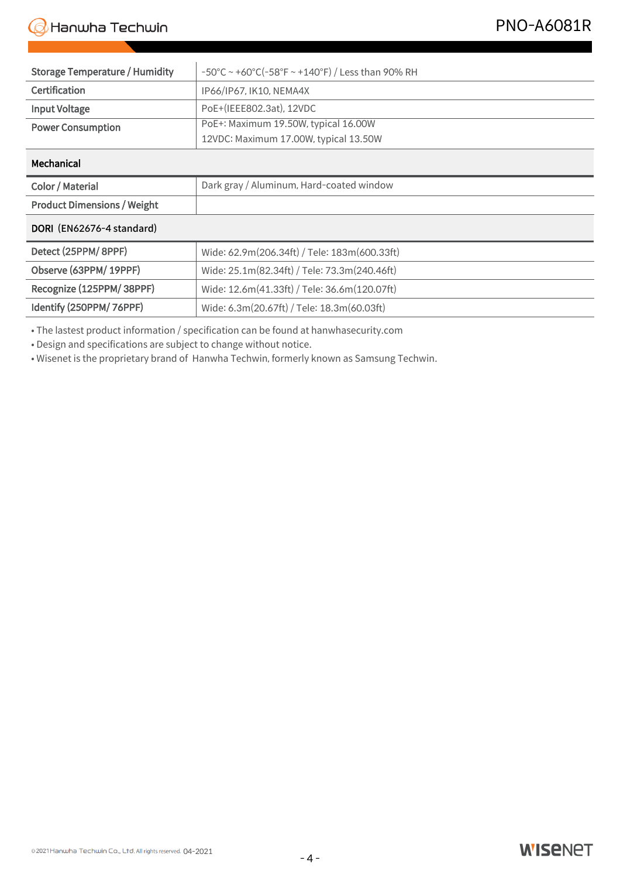| | |
|---|---|
| Storage Temperature / Humidity | -50°C ~ +60°C(-58°F ~ +140°F) / Less than 90% RH |
| Certification | IP66/IP67, IK10, NEMA4X |
| Input Voltage | PoE+(IEEE802.3at), 12VDC |
| Power Consumption | PoE+: Maximum 19.50W, typical 16.00W<br>12VDC: Maximum 17.00W, typical 13.50W |
| **Mechanical** | |
| Color / Material | Dark gray / Aluminum, Hard-coated window |
| Product Dimensions / Weight | |
| **DORI (EN62676-4 standard)** | |
| Detect (25PPM/ 8PPF) | Wide: 62.9m(206.34ft) / Tele: 183m(600.33ft) |
| Observe (63PPM/ 19PPF) | Wide: 25.1m(82.34ft) / Tele: 73.3m(240.46ft) |
| Recognize (125PPM/ 38PPF) | Wide: 12.6m(41.33ft) / Tele: 36.6m(120.07ft) |
| Identify (250PPM/ 76PPF) | Wide: 6.3m(20.67ft) / Tele: 18.3m(60.03ft) |

- The lastest product information / specification can be found at hanwhasecurity.com
- Design and specifications are subject to change without notice.
- Wisenet is the proprietary brand of Hanwha Techwin, formerly known as Samsung Techwin.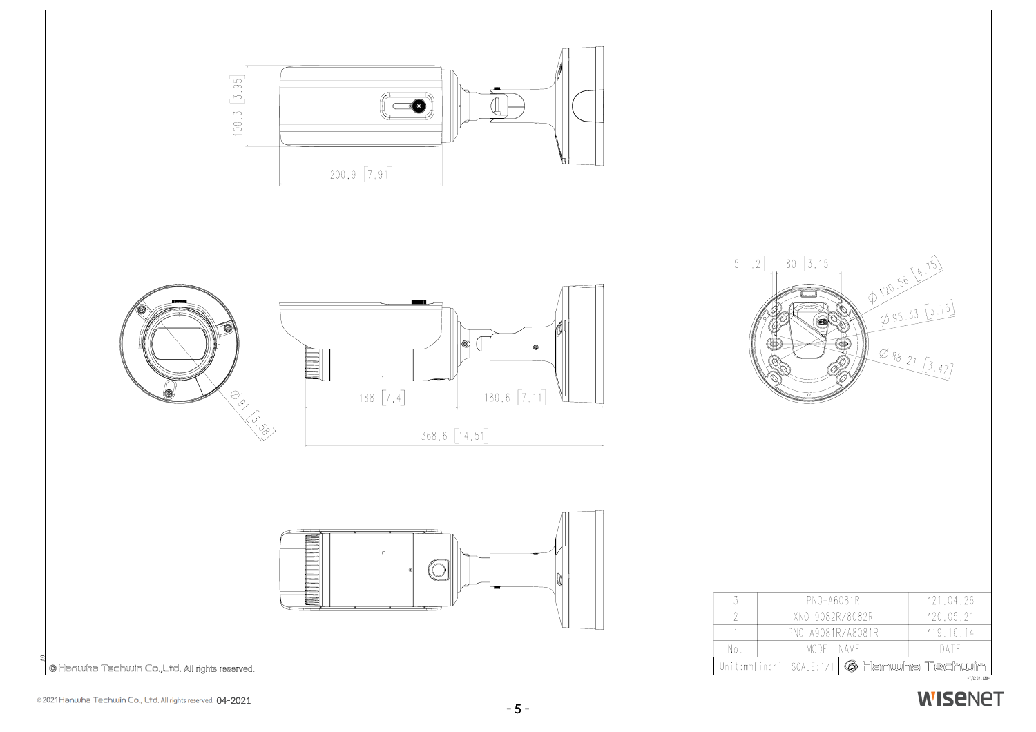100.3 [3.95]

200.9 [7.91]

Ø91 [3.58]

188 [7.4]

180.6 [7.11]

368.6 [14.51]

5 [.2]

80 [3.15]

Ø120.56 [4.75]

Ø95.33 [3.75]

Ø88.21 [3.47]

| No. | MODEL NAME | DATE |
| --- | --- | --- |
| 3 | PNO-A6081R | '21.04.26 |
| 2 | XNO-9082R/8082R | '20.05.21 |
| 1 | PNO-A9081R/A8081R | '19.10.14 |

Unit:mm[inch] SCALE:1/1 Hanwha Techwin

© Hanwha Techwin Co.,Ltd. All rights reserved.

©2021 Hanwha Techwin Co., Ltd. All rights reserved. 04-2021

WISENET